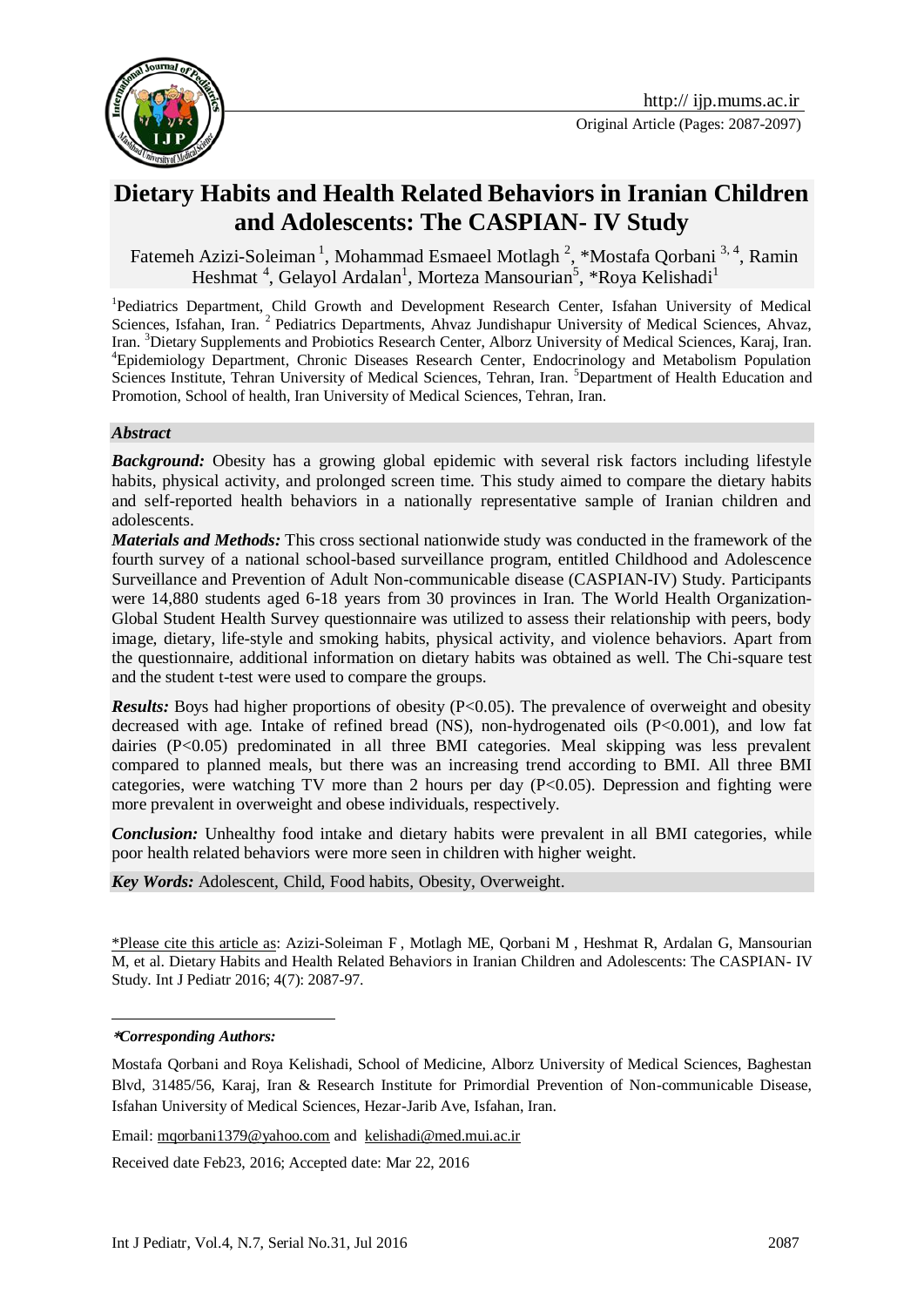Original Article (Pages: 2087-2097)

# Dietary Habits and Health Related Behaviors in Iranian Children and Adolescents: The CASPIAN- IV Study

Fatemeh Azizi-Soleiman [1], Mohammad Esmaeel Motlagh [2], *Mostafa Qorbani [3,4], Ramin Heshmat [4], Gelayol Ardalan[1], Morteza Mansourian[5], *Roya Kelishadi[1]

[1]Pediatrics Department, Child Growth and Development Research Center, Isfahan University of Medical Sciences, Isfahan, Iran. [2] Pediatrics Departments, Ahvaz Jundishapur University of Medical Sciences, Ahvaz, Iran. [3]Dietary Supplements and Probiotics Research Center, Alborz University of Medical Sciences, Karaj, Iran. [4]Epidemiology Department, Chronic Diseases Research Center, Endocrinology and Metabolism Population Sciences Institute, Tehran University of Medical Sciences, Tehran, Iran. [5]Department of Health Education and Promotion, School of health, Iran University of Medical Sciences, Tehran, Iran.

## *Abstract*

***Background:*** Obesity has a growing global epidemic with several risk factors including lifestyle habits, physical activity, and prolonged screen time. This study aimed to compare the dietary habits and self-reported health behaviors in a nationally representative sample of Iranian children and adolescents.

***Materials and Methods:*** This cross sectional nationwide study was conducted in the framework of the fourth survey of a national school-based surveillance program, entitled Childhood and Adolescence Surveillance and Prevention of Adult Non-communicable disease (CASPIAN-IV) Study. Participants were 14,880 students aged 6-18 years from 30 provinces in Iran. The World Health Organization-Global Student Health Survey questionnaire was utilized to assess their relationship with peers, body image, dietary, life-style and smoking habits, physical activity, and violence behaviors. Apart from the questionnaire, additional information on dietary habits was obtained as well. The Chi-square test and the student t-test were used to compare the groups.

***Results:*** Boys had higher proportions of obesity ($P<0.05$). The prevalence of overweight and obesity decreased with age. Intake of refined bread (NS), non-hydrogenated oils ($P<0.001$), and low fat dairies ($P<0.05$) predominated in all three BMI categories. Meal skipping was less prevalent compared to planned meals, but there was an increasing trend according to BMI. All three BMI categories, were watching TV more than 2 hours per day ($P<0.05$). Depression and fighting were more prevalent in overweight and obese individuals, respectively.

***Conclusion:*** Unhealthy food intake and dietary habits were prevalent in all BMI categories, while poor health related behaviors were more seen in children with higher weight.

***Key Words:*** Adolescent, Child, Food habits, Obesity, Overweight.

*Please cite this article as: Azizi-Soleiman F , Motlagh ME, Qorbani M , Heshmat R, Ardalan G, Mansourian M, et al. Dietary Habits and Health Related Behaviors in Iranian Children and Adolescents: The CASPIAN- IV Study. Int J Pediatr 2016; 4(7): 2087-97.

***Corresponding Authors:***

Mostafa Qorbani and Roya Kelishadi, School of Medicine, Alborz University of Medical Sciences, Baghestan Blvd, 31485/56, Karaj, Iran & Research Institute for Primordial Prevention of Non-communicable Disease, Isfahan University of Medical Sciences, Hezar-Jarib Ave, Isfahan, Iran.

Email: mqorbani1379@yahoo.com and kelishadi@med.mui.ac.ir

Received date Feb23, 2016; Accepted date: Mar 22, 2016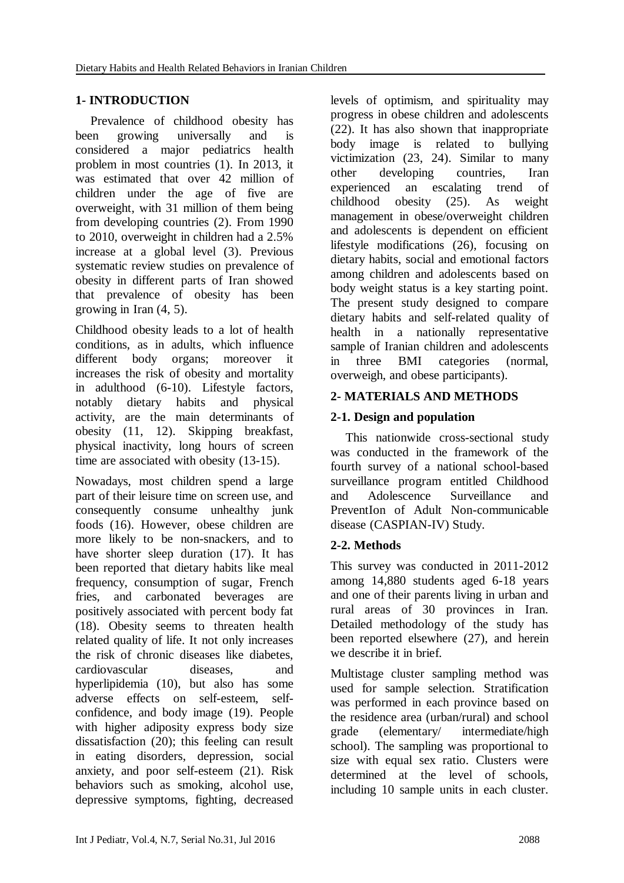## 1- INTRODUCTION

Prevalence of childhood obesity has been growing universally and is considered a major pediatrics health problem in most countries (1). In 2013, it was estimated that over 42 million of children under the age of five are overweight, with 31 million of them being from developing countries (2). From 1990 to 2010, overweight in children had a 2.5% increase at a global level (3). Previous systematic review studies on prevalence of obesity in different parts of Iran showed that prevalence of obesity has been growing in Iran (4, 5).

Childhood obesity leads to a lot of health conditions, as in adults, which influence different body organs; moreover it increases the risk of obesity and mortality in adulthood (6-10). Lifestyle factors, notably dietary habits and physical activity, are the main determinants of obesity (11, 12). Skipping breakfast, physical inactivity, long hours of screen time are associated with obesity (13-15).

Nowadays, most children spend a large part of their leisure time on screen use, and consequently consume unhealthy junk foods (16). However, obese children are more likely to be non-snackers, and to have shorter sleep duration (17). It has been reported that dietary habits like meal frequency, consumption of sugar, French fries, and carbonated beverages are positively associated with percent body fat (18). Obesity seems to threaten health related quality of life. It not only increases the risk of chronic diseases like diabetes, cardiovascular diseases, and hyperlipidemia (10), but also has some adverse effects on self-esteem, self-confidence, and body image (19). People with higher adiposity express body size dissatisfaction (20); this feeling can result in eating disorders, depression, social anxiety, and poor self-esteem (21). Risk behaviors such as smoking, alcohol use, depressive symptoms, fighting, decreased levels of optimism, and spirituality may progress in obese children and adolescents (22). It has also shown that inappropriate body image is related to bullying victimization (23, 24). Similar to many other developing countries, Iran experienced an escalating trend of childhood obesity (25). As weight management in obese/overweight children and adolescents is dependent on efficient lifestyle modifications (26), focusing on dietary habits, social and emotional factors among children and adolescents based on body weight status is a key starting point. The present study designed to compare dietary habits and self-related quality of health in a nationally representative sample of Iranian children and adolescents in three BMI categories (normal, overweigh, and obese participants).

## 2- MATERIALS AND METHODS

### 2-1. Design and population

This nationwide cross-sectional study was conducted in the framework of the fourth survey of a national school-based surveillance program entitled Childhood and Adolescence Surveillance and PreventIon of Adult Non-communicable disease (CASPIAN-IV) Study.

### 2-2. Methods

This survey was conducted in 2011-2012 among 14,880 students aged 6-18 years and one of their parents living in urban and rural areas of 30 provinces in Iran. Detailed methodology of the study has been reported elsewhere (27), and herein we describe it in brief.

Multistage cluster sampling method was used for sample selection. Stratification was performed in each province based on the residence area (urban/rural) and school grade (elementary/ intermediate/high school). The sampling was proportional to size with equal sex ratio. Clusters were determined at the level of schools, including 10 sample units in each cluster.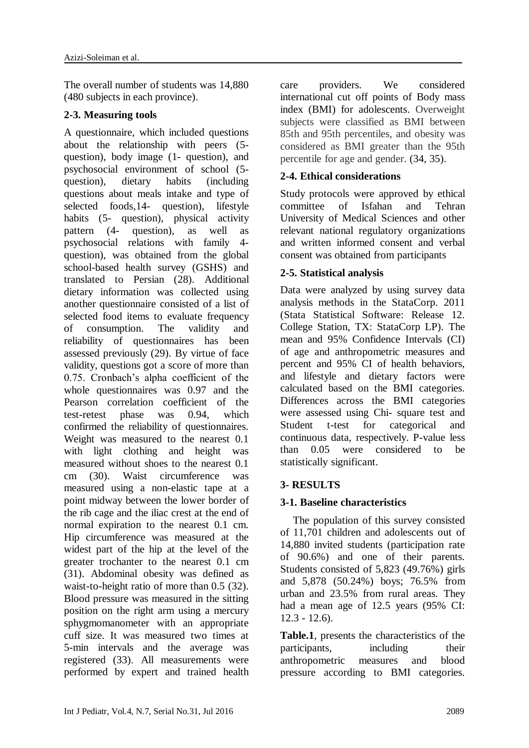The overall number of students was 14,880 (480 subjects in each province).

### 2-3. Measuring tools

A questionnaire, which included questions about the relationship with peers (5-question), body image (1- question), and psychosocial environment of school (5-question), dietary habits (including questions about meals intake and type of selected foods,14- question), lifestyle habits (5- question), physical activity pattern (4- question), as well as psychosocial relations with family 4-question), was obtained from the global school-based health survey (GSHS) and translated to Persian (28). Additional dietary information was collected using another questionnaire consisted of a list of selected food items to evaluate frequency of consumption. The validity and reliability of questionnaires has been assessed previously (29). By virtue of face validity, questions got a score of more than 0.75. Cronbach's alpha coefficient of the whole questionnaires was 0.97 and the Pearson correlation coefficient of the test-retest phase was 0.94, which confirmed the reliability of questionnaires. Weight was measured to the nearest 0.1 with light clothing and height was measured without shoes to the nearest 0.1 cm (30). Waist circumference was measured using a non-elastic tape at a point midway between the lower border of the rib cage and the iliac crest at the end of normal expiration to the nearest 0.1 cm. Hip circumference was measured at the widest part of the hip at the level of the greater trochanter to the nearest 0.1 cm (31). Abdominal obesity was defined as waist-to-height ratio of more than 0.5 (32). Blood pressure was measured in the sitting position on the right arm using a mercury sphygmomanometer with an appropriate cuff size. It was measured two times at 5-min intervals and the average was registered (33). All measurements were performed by expert and trained health care providers. We considered international cut off points of Body mass index (BMI) for adolescents. Overweight subjects were classified as BMI between 85th and 95th percentiles, and obesity was considered as BMI greater than the 95th percentile for age and gender. (34, 35).

### 2-4. Ethical considerations

Study protocols were approved by ethical committee of Isfahan and Tehran University of Medical Sciences and other relevant national regulatory organizations and written informed consent and verbal consent was obtained from participants

### 2-5. Statistical analysis

Data were analyzed by using survey data analysis methods in the StataCorp. 2011 (Stata Statistical Software: Release 12. College Station, TX: StataCorp LP). The mean and 95% Confidence Intervals (CI) of age and anthropometric measures and percent and 95% CI of health behaviors, and lifestyle and dietary factors were calculated based on the BMI categories. Differences across the BMI categories were assessed using Chi- square test and Student t-test for categorical and continuous data, respectively. P-value less than 0.05 were considered to be statistically significant.

## 3- RESULTS

### 3-1. Baseline characteristics

The population of this survey consisted of 11,701 children and adolescents out of 14,880 invited students (participation rate of 90.6%) and one of their parents. Students consisted of 5,823 (49.76%) girls and 5,878 (50.24%) boys; 76.5% from urban and 23.5% from rural areas. They had a mean age of 12.5 years (95% CI: 12.3 - 12.6).

**Table.1**, presents the characteristics of the participants, including their anthropometric measures and blood pressure according to BMI categories.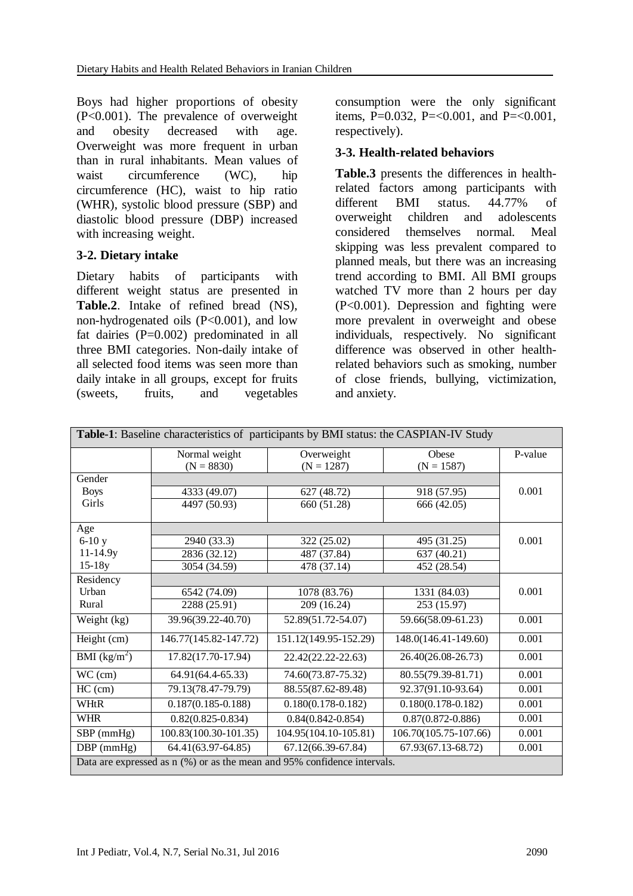Boys had higher proportions of obesity (P<0.001). The prevalence of overweight and obesity decreased with age. Overweight was more frequent in urban than in rural inhabitants. Mean values of waist circumference (WC), hip circumference (HC), waist to hip ratio (WHR), systolic blood pressure (SBP) and diastolic blood pressure (DBP) increased with increasing weight.

### 3-2. Dietary intake

Dietary habits of participants with different weight status are presented in **Table.2**. Intake of refined bread (NS), non-hydrogenated oils (P<0.001), and low fat dairies (P=0.002) predominated in all three BMI categories. Non-daily intake of all selected food items was seen more than daily intake in all groups, except for fruits (sweets, fruits, and vegetables consumption were the only significant items, P=0.032, P=<0.001, and P=<0.001, respectively).

### 3-3. Health-related behaviors

**Table.3** presents the differences in health-related factors among participants with different BMI status. 44.77% of overweight children and adolescents considered themselves normal. Meal skipping was less prevalent compared to planned meals, but there was an increasing trend according to BMI. All BMI groups watched TV more than 2 hours per day (P<0.001). Depression and fighting were more prevalent in overweight and obese individuals, respectively. No significant difference was observed in other health-related behaviors such as smoking, number of close friends, bullying, victimization, and anxiety.

**Table-1**: Baseline characteristics of participants by BMI status: the CASPIAN-IV Study

| | Normal weight (N = 8830) | Overweight (N = 1287) | Obese (N = 1587) | P-value |
|---|---|---|---|---|
| Gender | | | | |
| Boys | 4333 (49.07) | 627 (48.72) | 918 (57.95) | 0.001 |
| Girls | 4497 (50.93) | 660 (51.28) | 666 (42.05) | |
| Age | | | | |
| 6-10 y | 2940 (33.3) | 322 (25.02) | 495 (31.25) | 0.001 |
| 11-14.9y | 2836 (32.12) | 487 (37.84) | 637 (40.21) | |
| 15-18y | 3054 (34.59) | 478 (37.14) | 452 (28.54) | |
| Residency | | | | |
| Urban | 6542 (74.09) | 1078 (83.76) | 1331 (84.03) | 0.001 |
| Rural | 2288 (25.91) | 209 (16.24) | 253 (15.97) | |
| Weight (kg) | 39.96(39.22-40.70) | 52.89(51.72-54.07) | 59.66(58.09-61.23) | 0.001 |
| Height (cm) | 146.77(145.82-147.72) | 151.12(149.95-152.29) | 148.0(146.41-149.60) | 0.001 |
| BMI ($kg/m^2$) | 17.82(17.70-17.94) | 22.42(22.22-22.63) | 26.40(26.08-26.73) | 0.001 |
| WC (cm) | 64.91(64.4-65.33) | 74.60(73.87-75.32) | 80.55(79.39-81.71) | 0.001 |
| HC (cm) | 79.13(78.47-79.79) | 88.55(87.62-89.48) | 92.37(91.10-93.64) | 0.001 |
| WHtR | 0.187(0.185-0.188) | 0.180(0.178-0.182) | 0.180(0.178-0.182) | 0.001 |
| WHR | 0.82(0.825-0.834) | 0.84(0.842-0.854) | 0.87(0.872-0.886) | 0.001 |
| SBP (mmHg) | 100.83(100.30-101.35) | 104.95(104.10-105.81) | 106.70(105.75-107.66) | 0.001 |
| DBP (mmHg) | 64.41(63.97-64.85) | 67.12(66.39-67.84) | 67.93(67.13-68.72) | 0.001 |

Data are expressed as n (%) or as the mean and 95% confidence intervals.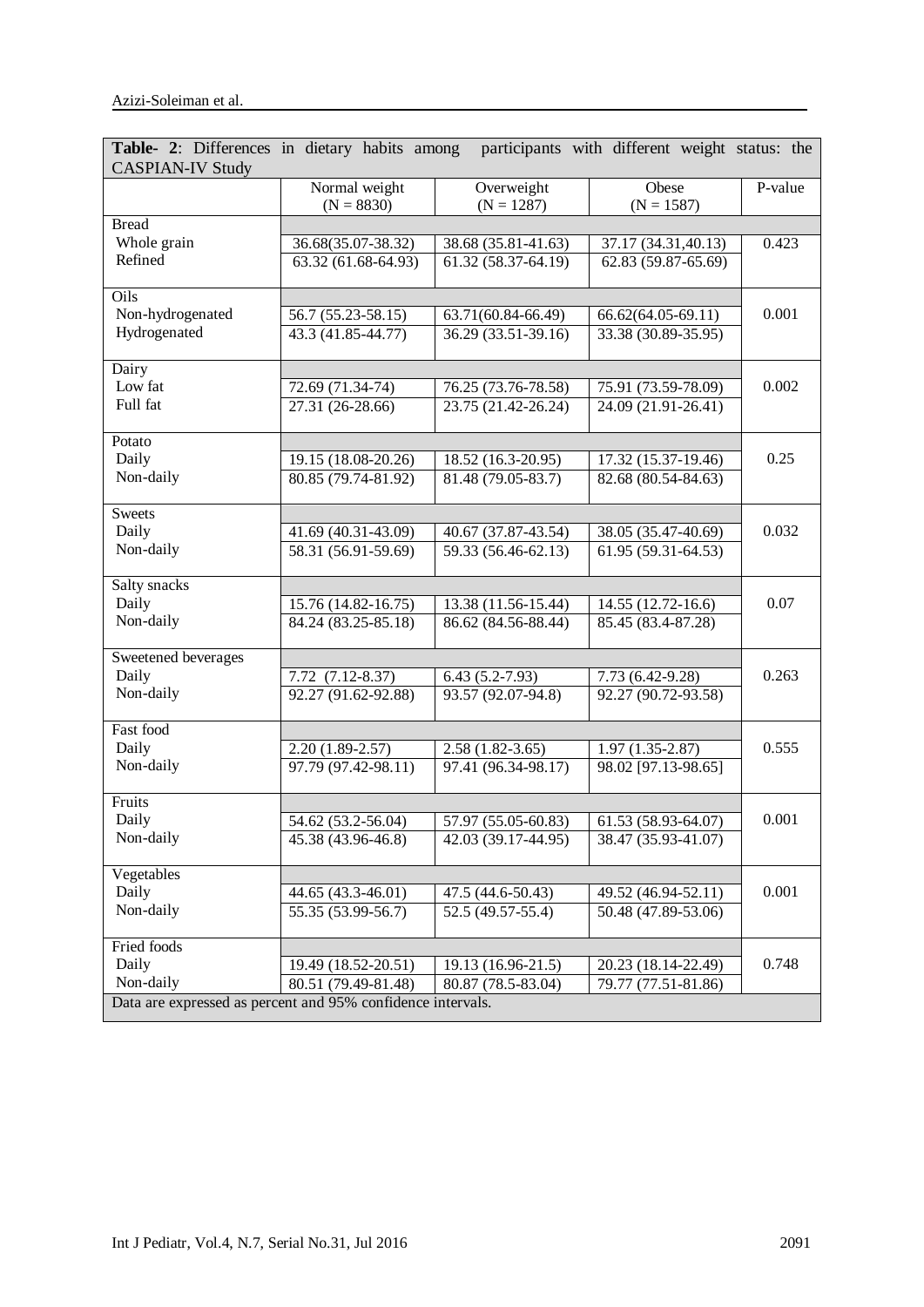**Table- 2**: Differences in dietary habits among participants with different weight status: the CASPIAN-IV Study

| | Normal weight (N = 8830) | Overweight (N = 1287) | Obese (N = 1587) | P-value |
|---|---|---|---|---|
| Bread | | | | |
| Whole grain | 36.68(35.07-38.32) | 38.68 (35.81-41.63) | 37.17 (34.31,40.13) | 0.423 |
| Refined | 63.32 (61.68-64.93) | 61.32 (58.37-64.19) | 62.83 (59.87-65.69) | |
| Oils | | | | |
| Non-hydrogenated | 56.7 (55.23-58.15) | 63.71(60.84-66.49) | 66.62(64.05-69.11) | 0.001 |
| Hydrogenated | 43.3 (41.85-44.77) | 36.29 (33.51-39.16) | 33.38 (30.89-35.95) | |
| Dairy | | | | |
| Low fat | 72.69 (71.34-74) | 76.25 (73.76-78.58) | 75.91 (73.59-78.09) | 0.002 |
| Full fat | 27.31 (26-28.66) | 23.75 (21.42-26.24) | 24.09 (21.91-26.41) | |
| Potato | | | | |
| Daily | 19.15 (18.08-20.26) | 18.52 (16.3-20.95) | 17.32 (15.37-19.46) | 0.25 |
| Non-daily | 80.85 (79.74-81.92) | 81.48 (79.05-83.7) | 82.68 (80.54-84.63) | |
| Sweets | | | | |
| Daily | 41.69 (40.31-43.09) | 40.67 (37.87-43.54) | 38.05 (35.47-40.69) | 0.032 |
| Non-daily | 58.31 (56.91-59.69) | 59.33 (56.46-62.13) | 61.95 (59.31-64.53) | |
| Salty snacks | | | | |
| Daily | 15.76 (14.82-16.75) | 13.38 (11.56-15.44) | 14.55 (12.72-16.6) | 0.07 |
| Non-daily | 84.24 (83.25-85.18) | 86.62 (84.56-88.44) | 85.45 (83.4-87.28) | |
| Sweetened beverages | | | | |
| Daily | 7.72 (7.12-8.37) | 6.43 (5.2-7.93) | 7.73 (6.42-9.28) | 0.263 |
| Non-daily | 92.27 (91.62-92.88) | 93.57 (92.07-94.8) | 92.27 (90.72-93.58) | |
| Fast food | | | | |
| Daily | 2.20 (1.89-2.57) | 2.58 (1.82-3.65) | 1.97 (1.35-2.87) | 0.555 |
| Non-daily | 97.79 (97.42-98.11) | 97.41 (96.34-98.17) | 98.02 [97.13-98.65] | |
| Fruits | | | | |
| Daily | 54.62 (53.2-56.04) | 57.97 (55.05-60.83) | 61.53 (58.93-64.07) | 0.001 |
| Non-daily | 45.38 (43.96-46.8) | 42.03 (39.17-44.95) | 38.47 (35.93-41.07) | |
| Vegetables | | | | |
| Daily | 44.65 (43.3-46.01) | 47.5 (44.6-50.43) | 49.52 (46.94-52.11) | 0.001 |
| Non-daily | 55.35 (53.99-56.7) | 52.5 (49.57-55.4) | 50.48 (47.89-53.06) | |
| Fried foods | | | | |
| Daily | 19.49 (18.52-20.51) | 19.13 (16.96-21.5) | 20.23 (18.14-22.49) | 0.748 |
| Non-daily | 80.51 (79.49-81.48) | 80.87 (78.5-83.04) | 79.77 (77.51-81.86) | |

Data are expressed as percent and 95% confidence intervals.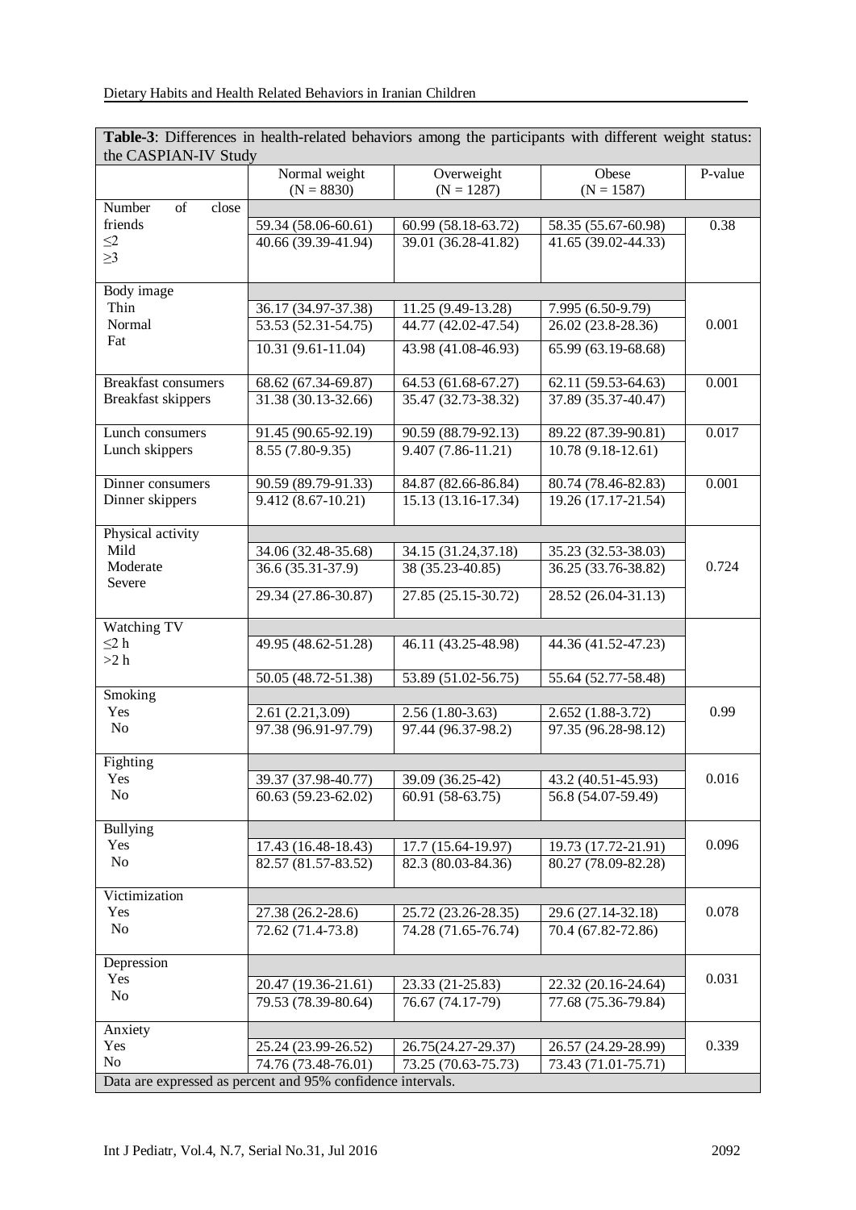**Table-3**: Differences in health-related behaviors among the participants with different weight status: the CASPIAN-IV Study

| | Normal weight (N = 8830) | Overweight (N = 1287) | Obese (N = 1587) | P-value |
|---|---|---|---|---|
| Number of close friends | | | | |
| ≤2 | 59.34 (58.06-60.61) | 60.99 (58.18-63.72) | 58.35 (55.67-60.98) | 0.38 |
| ≥3 | 40.66 (39.39-41.94) | 39.01 (36.28-41.82) | 41.65 (39.02-44.33) | |
| Body image | | | | |
| Thin | 36.17 (34.97-37.38) | 11.25 (9.49-13.28) | 7.995 (6.50-9.79) | 0.001 |
| Normal | 53.53 (52.31-54.75) | 44.77 (42.02-47.54) | 26.02 (23.8-28.36) | |
| Fat | 10.31 (9.61-11.04) | 43.98 (41.08-46.93) | 65.99 (63.19-68.68) | |
| Breakfast consumers | 68.62 (67.34-69.87) | 64.53 (61.68-67.27) | 62.11 (59.53-64.63) | 0.001 |
| Breakfast skippers | 31.38 (30.13-32.66) | 35.47 (32.73-38.32) | 37.89 (35.37-40.47) | |
| Lunch consumers | 91.45 (90.65-92.19) | 90.59 (88.79-92.13) | 89.22 (87.39-90.81) | 0.017 |
| Lunch skippers | 8.55 (7.80-9.35) | 9.407 (7.86-11.21) | 10.78 (9.18-12.61) | |
| Dinner consumers | 90.59 (89.79-91.33) | 84.87 (82.66-86.84) | 80.74 (78.46-82.83) | 0.001 |
| Dinner skippers | 9.412 (8.67-10.21) | 15.13 (13.16-17.34) | 19.26 (17.17-21.54) | |
| Physical activity | | | | |
| Mild | 34.06 (32.48-35.68) | 34.15 (31.24,37.18) | 35.23 (32.53-38.03) | 0.724 |
| Moderate | 36.6 (35.31-37.9) | 38 (35.23-40.85) | 36.25 (33.76-38.82) | |
| Severe | 29.34 (27.86-30.87) | 27.85 (25.15-30.72) | 28.52 (26.04-31.13) | |
| Watching TV | | | | |
| ≤2 h | 49.95 (48.62-51.28) | 46.11 (43.25-48.98) | 44.36 (41.52-47.23) | |
| >2 h | 50.05 (48.72-51.38) | 53.89 (51.02-56.75) | 55.64 (52.77-58.48) | |
| Smoking | | | | |
| Yes | 2.61 (2.21,3.09) | 2.56 (1.80-3.63) | 2.652 (1.88-3.72) | 0.99 |
| No | 97.38 (96.91-97.79) | 97.44 (96.37-98.2) | 97.35 (96.28-98.12) | |
| Fighting | | | | |
| Yes | 39.37 (37.98-40.77) | 39.09 (36.25-42) | 43.2 (40.51-45.93) | 0.016 |
| No | 60.63 (59.23-62.02) | 60.91 (58-63.75) | 56.8 (54.07-59.49) | |
| Bullying | | | | |
| Yes | 17.43 (16.48-18.43) | 17.7 (15.64-19.97) | 19.73 (17.72-21.91) | 0.096 |
| No | 82.57 (81.57-83.52) | 82.3 (80.03-84.36) | 80.27 (78.09-82.28) | |
| Victimization | | | | |
| Yes | 27.38 (26.2-28.6) | 25.72 (23.26-28.35) | 29.6 (27.14-32.18) | 0.078 |
| No | 72.62 (71.4-73.8) | 74.28 (71.65-76.74) | 70.4 (67.82-72.86) | |
| Depression | | | | |
| Yes | 20.47 (19.36-21.61) | 23.33 (21-25.83) | 22.32 (20.16-24.64) | 0.031 |
| No | 79.53 (78.39-80.64) | 76.67 (74.17-79) | 77.68 (75.36-79.84) | |
| Anxiety | | | | |
| Yes | 25.24 (23.99-26.52) | 26.75(24.27-29.37) | 26.57 (24.29-28.99) | 0.339 |
| No | 74.76 (73.48-76.01) | 73.25 (70.63-75.73) | 73.43 (71.01-75.71) | |

Data are expressed as percent and 95% confidence intervals.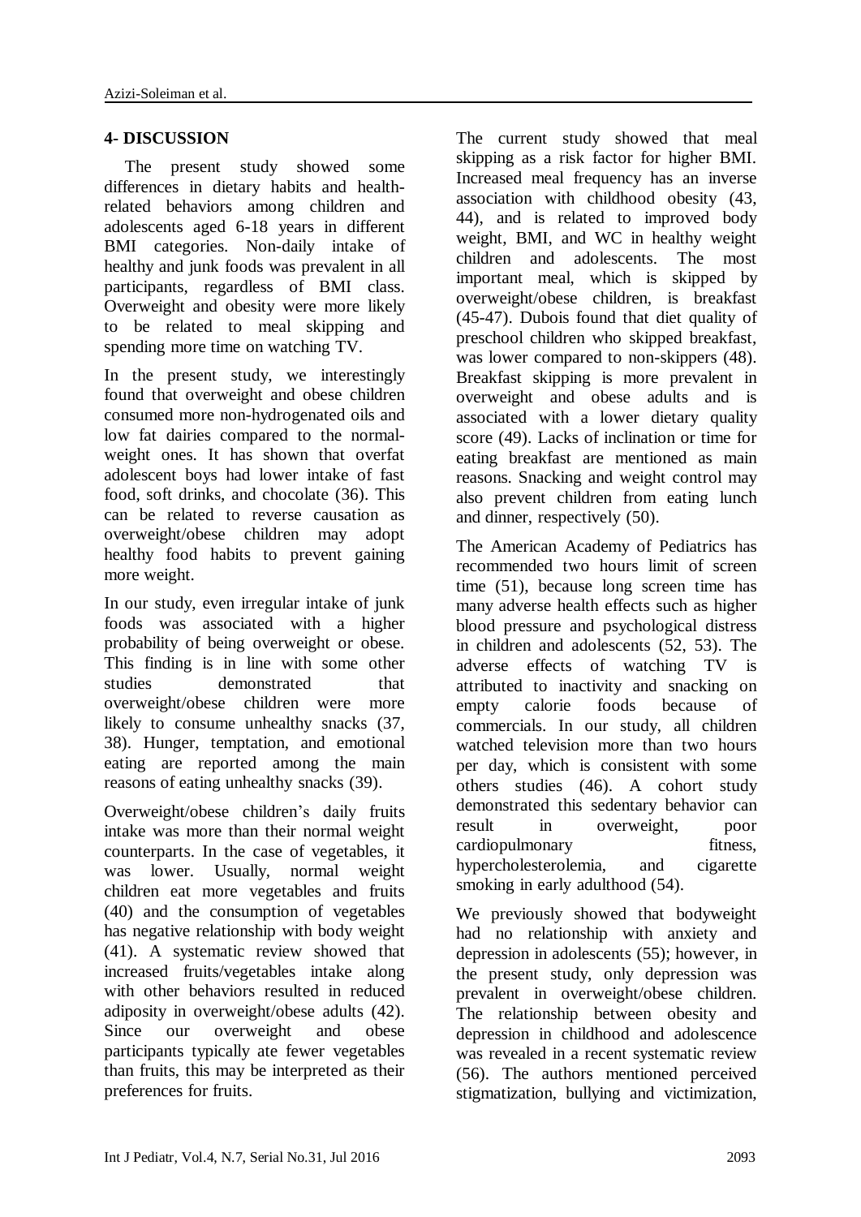## 4- DISCUSSION

The present study showed some differences in dietary habits and health-related behaviors among children and adolescents aged 6-18 years in different BMI categories. Non-daily intake of healthy and junk foods was prevalent in all participants, regardless of BMI class. Overweight and obesity were more likely to be related to meal skipping and spending more time on watching TV.

In the present study, we interestingly found that overweight and obese children consumed more non-hydrogenated oils and low fat dairies compared to the normal-weight ones. It has shown that overfat adolescent boys had lower intake of fast food, soft drinks, and chocolate (36). This can be related to reverse causation as overweight/obese children may adopt healthy food habits to prevent gaining more weight.

In our study, even irregular intake of junk foods was associated with a higher probability of being overweight or obese. This finding is in line with some other studies demonstrated that overweight/obese children were more likely to consume unhealthy snacks (37, 38). Hunger, temptation, and emotional eating are reported among the main reasons of eating unhealthy snacks (39).

Overweight/obese children's daily fruits intake was more than their normal weight counterparts. In the case of vegetables, it was lower. Usually, normal weight children eat more vegetables and fruits (40) and the consumption of vegetables has negative relationship with body weight (41). A systematic review showed that increased fruits/vegetables intake along with other behaviors resulted in reduced adiposity in overweight/obese adults (42). Since our overweight and obese participants typically ate fewer vegetables than fruits, this may be interpreted as their preferences for fruits.

The current study showed that meal skipping as a risk factor for higher BMI. Increased meal frequency has an inverse association with childhood obesity (43, 44), and is related to improved body weight, BMI, and WC in healthy weight children and adolescents. The most important meal, which is skipped by overweight/obese children, is breakfast (45-47). Dubois found that diet quality of preschool children who skipped breakfast, was lower compared to non-skippers (48). Breakfast skipping is more prevalent in overweight and obese adults and is associated with a lower dietary quality score (49). Lacks of inclination or time for eating breakfast are mentioned as main reasons. Snacking and weight control may also prevent children from eating lunch and dinner, respectively (50).

The American Academy of Pediatrics has recommended two hours limit of screen time (51), because long screen time has many adverse health effects such as higher blood pressure and psychological distress in children and adolescents (52, 53). The adverse effects of watching TV is attributed to inactivity and snacking on empty calorie foods because of commercials. In our study, all children watched television more than two hours per day, which is consistent with some others studies (46). A cohort study demonstrated this sedentary behavior can result in overweight, poor cardiopulmonary fitness, hypercholesterolemia, and cigarette smoking in early adulthood (54).

We previously showed that bodyweight had no relationship with anxiety and depression in adolescents (55); however, in the present study, only depression was prevalent in overweight/obese children. The relationship between obesity and depression in childhood and adolescence was revealed in a recent systematic review (56). The authors mentioned perceived stigmatization, bullying and victimization,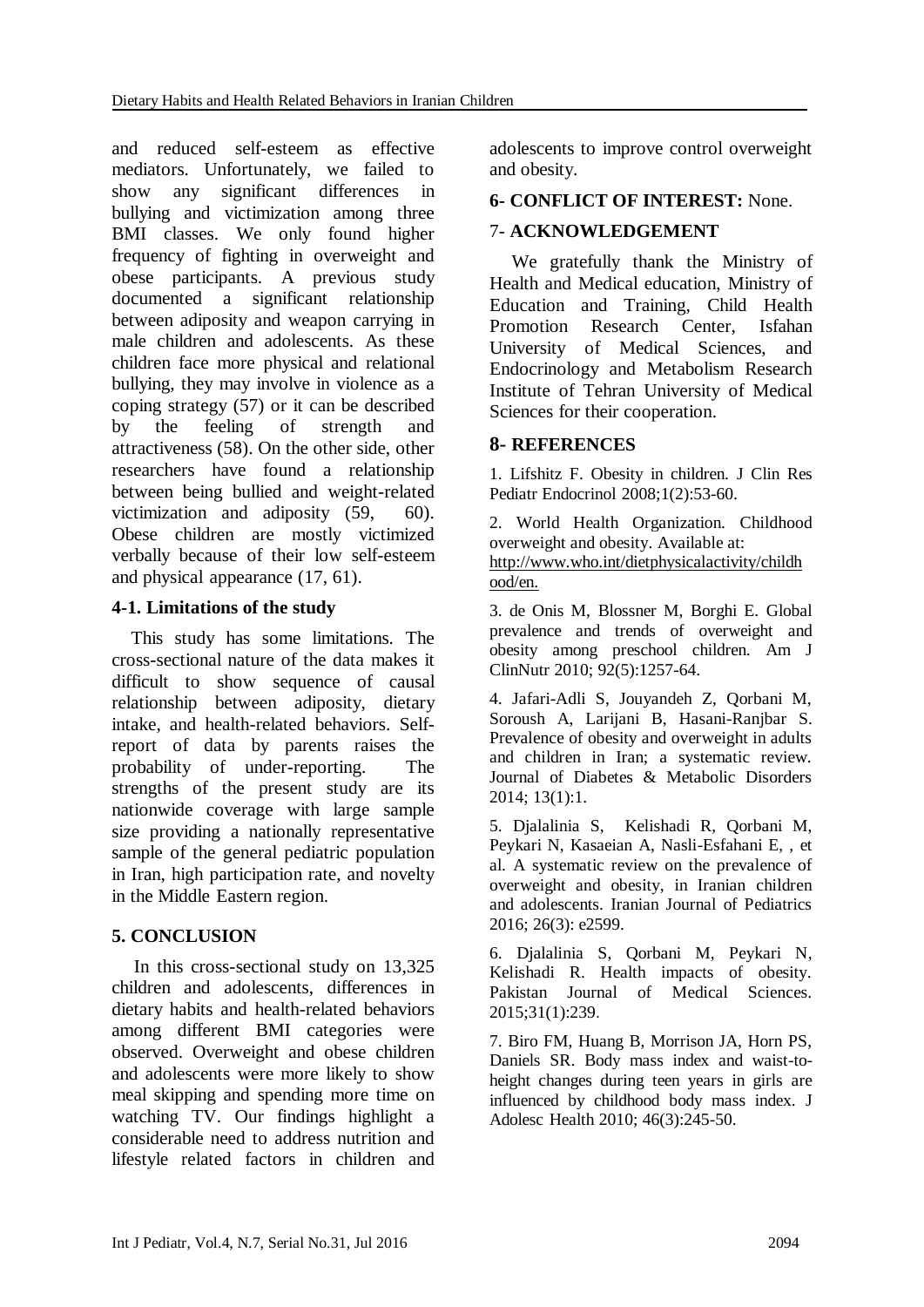and reduced self-esteem as effective mediators. Unfortunately, we failed to show any significant differences in bullying and victimization among three BMI classes. We only found higher frequency of fighting in overweight and obese participants. A previous study documented a significant relationship between adiposity and weapon carrying in male children and adolescents. As these children face more physical and relational bullying, they may involve in violence as a coping strategy (57) or it can be described by the feeling of strength and attractiveness (58). On the other side, other researchers have found a relationship between being bullied and weight-related victimization and adiposity (59, 60). Obese children are mostly victimized verbally because of their low self-esteem and physical appearance (17, 61).

### 4-1. Limitations of the study

This study has some limitations. The cross-sectional nature of the data makes it difficult to show sequence of causal relationship between adiposity, dietary intake, and health-related behaviors. Self-report of data by parents raises the probability of under-reporting. The strengths of the present study are its nationwide coverage with large sample size providing a nationally representative sample of the general pediatric population in Iran, high participation rate, and novelty in the Middle Eastern region.

## 5. CONCLUSION

In this cross-sectional study on 13,325 children and adolescents, differences in dietary habits and health-related behaviors among different BMI categories were observed. Overweight and obese children and adolescents were more likely to show meal skipping and spending more time on watching TV. Our findings highlight a considerable need to address nutrition and lifestyle related factors in children and adolescents to improve control overweight and obesity.

## 6- CONFLICT OF INTEREST: None.

## 7- ACKNOWLEDGEMENT

We gratefully thank the Ministry of Health and Medical education, Ministry of Education and Training, Child Health Promotion Research Center, Isfahan University of Medical Sciences, and Endocrinology and Metabolism Research Institute of Tehran University of Medical Sciences for their cooperation.

## 8- REFERENCES

1. Lifshitz F. Obesity in children. J Clin Res Pediatr Endocrinol 2008;1(2):53-60.

2. World Health Organization. Childhood overweight and obesity. Available at: http://www.who.int/dietphysicalactivity/childhood/en.

3. de Onis M, Blossner M, Borghi E. Global prevalence and trends of overweight and obesity among preschool children. Am J ClinNutr 2010; 92(5):1257-64.

4. Jafari-Adli S, Jouyandeh Z, Qorbani M, Soroush A, Larijani B, Hasani-Ranjbar S. Prevalence of obesity and overweight in adults and children in Iran; a systematic review. Journal of Diabetes & Metabolic Disorders 2014; 13(1):1.

5. Djalalinia S, Kelishadi R, Qorbani M, Peykari N, Kasaeian A, Nasli-Esfahani E, , et al. A systematic review on the prevalence of overweight and obesity, in Iranian children and adolescents. Iranian Journal of Pediatrics 2016; 26(3): e2599.

6. Djalalinia S, Qorbani M, Peykari N, Kelishadi R. Health impacts of obesity. Pakistan Journal of Medical Sciences. 2015;31(1):239.

7. Biro FM, Huang B, Morrison JA, Horn PS, Daniels SR. Body mass index and waist-to-height changes during teen years in girls are influenced by childhood body mass index. J Adolesc Health 2010; 46(3):245-50.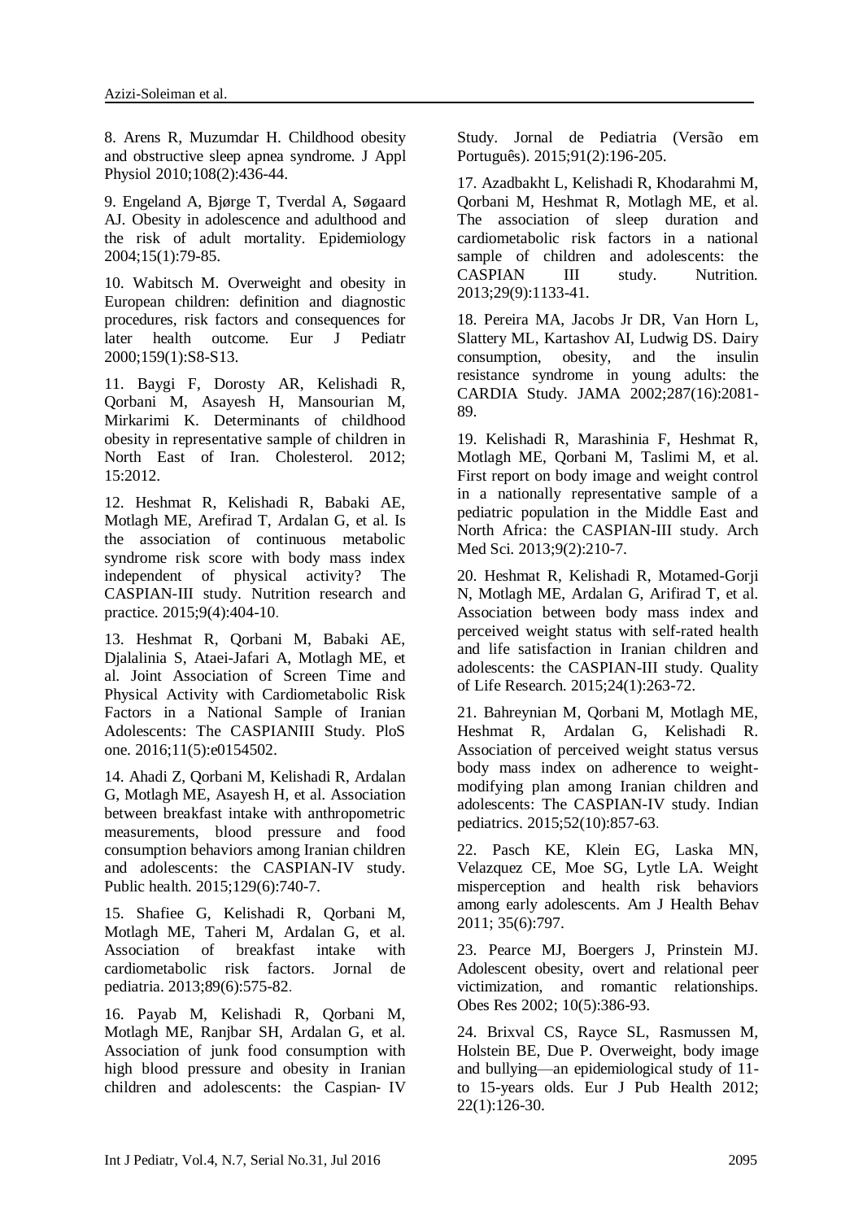8. Arens R, Muzumdar H. Childhood obesity and obstructive sleep apnea syndrome. J Appl Physiol 2010;108(2):436-44.

9. Engeland A, Bjørge T, Tverdal A, Søgaard AJ. Obesity in adolescence and adulthood and the risk of adult mortality. Epidemiology 2004;15(1):79-85.

10. Wabitsch M. Overweight and obesity in European children: definition and diagnostic procedures, risk factors and consequences for later health outcome. Eur J Pediatr 2000;159(1):S8-S13.

11. Baygi F, Dorosty AR, Kelishadi R, Qorbani M, Asayesh H, Mansourian M, Mirkarimi K. Determinants of childhood obesity in representative sample of children in North East of Iran. Cholesterol. 2012; 15:2012.

12. Heshmat R, Kelishadi R, Babaki AE, Motlagh ME, Arefirad T, Ardalan G, et al. Is the association of continuous metabolic syndrome risk score with body mass index independent of physical activity? The CASPIAN-III study. Nutrition research and practice. 2015;9(4):404-10.

13. Heshmat R, Qorbani M, Babaki AE, Djalalinia S, Ataei-Jafari A, Motlagh ME, et al. Joint Association of Screen Time and Physical Activity with Cardiometabolic Risk Factors in a National Sample of Iranian Adolescents: The CASPIANIII Study. PloS one. 2016;11(5):e0154502.

14. Ahadi Z, Qorbani M, Kelishadi R, Ardalan G, Motlagh ME, Asayesh H, et al. Association between breakfast intake with anthropometric measurements, blood pressure and food consumption behaviors among Iranian children and adolescents: the CASPIAN-IV study. Public health. 2015;129(6):740-7.

15. Shafiee G, Kelishadi R, Qorbani M, Motlagh ME, Taheri M, Ardalan G, et al. Association of breakfast intake with cardiometabolic risk factors. Jornal de pediatria. 2013;89(6):575-82.

16. Payab M, Kelishadi R, Qorbani M, Motlagh ME, Ranjbar SH, Ardalan G, et al. Association of junk food consumption with high blood pressure and obesity in Iranian children and adolescents: the Caspian- IV Study. Jornal de Pediatria (Versão em Português). 2015;91(2):196-205.

17. Azadbakht L, Kelishadi R, Khodarahmi M, Qorbani M, Heshmat R, Motlagh ME, et al. The association of sleep duration and cardiometabolic risk factors in a national sample of children and adolescents: the CASPIAN III study. Nutrition. 2013;29(9):1133-41.

18. Pereira MA, Jacobs Jr DR, Van Horn L, Slattery ML, Kartashov AI, Ludwig DS. Dairy consumption, obesity, and the insulin resistance syndrome in young adults: the CARDIA Study. JAMA 2002;287(16):2081-89.

19. Kelishadi R, Marashinia F, Heshmat R, Motlagh ME, Qorbani M, Taslimi M, et al. First report on body image and weight control in a nationally representative sample of a pediatric population in the Middle East and North Africa: the CASPIAN-III study. Arch Med Sci. 2013;9(2):210-7.

20. Heshmat R, Kelishadi R, Motamed-Gorji N, Motlagh ME, Ardalan G, Arifirad T, et al. Association between body mass index and perceived weight status with self-rated health and life satisfaction in Iranian children and adolescents: the CASPIAN-III study. Quality of Life Research. 2015;24(1):263-72.

21. Bahreynian M, Qorbani M, Motlagh ME, Heshmat R, Ardalan G, Kelishadi R. Association of perceived weight status versus body mass index on adherence to weight-modifying plan among Iranian children and adolescents: The CASPIAN-IV study. Indian pediatrics. 2015;52(10):857-63.

22. Pasch KE, Klein EG, Laska MN, Velazquez CE, Moe SG, Lytle LA. Weight misperception and health risk behaviors among early adolescents. Am J Health Behav 2011; 35(6):797.

23. Pearce MJ, Boergers J, Prinstein MJ. Adolescent obesity, overt and relational peer victimization, and romantic relationships. Obes Res 2002; 10(5):386-93.

24. Brixval CS, Rayce SL, Rasmussen M, Holstein BE, Due P. Overweight, body image and bullying—an epidemiological study of 11- to 15-years olds. Eur J Pub Health 2012; 22(1):126-30.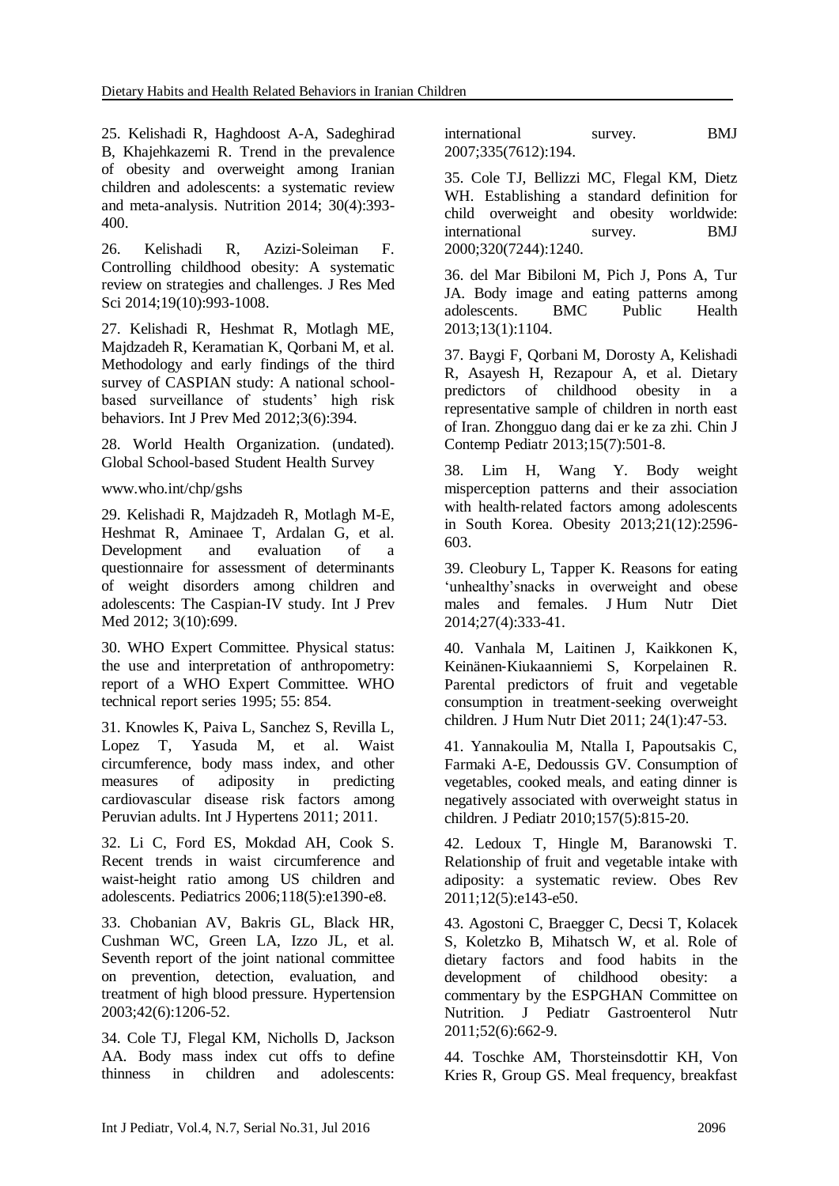25. Kelishadi R, Haghdoost A-A, Sadeghirad B, Khajehkazemi R. Trend in the prevalence of obesity and overweight among Iranian children and adolescents: a systematic review and meta-analysis. Nutrition 2014; 30(4):393-400.

26. Kelishadi R, Azizi-Soleiman F. Controlling childhood obesity: A systematic review on strategies and challenges. J Res Med Sci 2014;19(10):993-1008.

27. Kelishadi R, Heshmat R, Motlagh ME, Majdzadeh R, Keramatian K, Qorbani M, et al. Methodology and early findings of the third survey of CASPIAN study: A national school-based surveillance of students' high risk behaviors. Int J Prev Med 2012;3(6):394.

28. World Health Organization. (undated). Global School-based Student Health Survey

www.who.int/chp/gshs

29. Kelishadi R, Majdzadeh R, Motlagh M-E, Heshmat R, Aminaee T, Ardalan G, et al. Development and evaluation of a questionnaire for assessment of determinants of weight disorders among children and adolescents: The Caspian-IV study. Int J Prev Med 2012; 3(10):699.

30. WHO Expert Committee. Physical status: the use and interpretation of anthropometry: report of a WHO Expert Committee. WHO technical report series 1995; 55: 854.

31. Knowles K, Paiva L, Sanchez S, Revilla L, Lopez T, Yasuda M, et al. Waist circumference, body mass index, and other measures of adiposity in predicting cardiovascular disease risk factors among Peruvian adults. Int J Hypertens 2011; 2011.

32. Li C, Ford ES, Mokdad AH, Cook S. Recent trends in waist circumference and waist-height ratio among US children and adolescents. Pediatrics 2006;118(5):e1390-e8.

33. Chobanian AV, Bakris GL, Black HR, Cushman WC, Green LA, Izzo JL, et al. Seventh report of the joint national committee on prevention, detection, evaluation, and treatment of high blood pressure. Hypertension 2003;42(6):1206-52.

34. Cole TJ, Flegal KM, Nicholls D, Jackson AA. Body mass index cut offs to define thinness in children and adolescents: international survey. BMJ 2007;335(7612):194.

35. Cole TJ, Bellizzi MC, Flegal KM, Dietz WH. Establishing a standard definition for child overweight and obesity worldwide: international survey. BMJ 2000;320(7244):1240.

36. del Mar Bibiloni M, Pich J, Pons A, Tur JA. Body image and eating patterns among adolescents. BMC Public Health 2013;13(1):1104.

37. Baygi F, Qorbani M, Dorosty A, Kelishadi R, Asayesh H, Rezapour A, et al. Dietary predictors of childhood obesity in a representative sample of children in north east of Iran. Zhongguo dang dai er ke za zhi. Chin J Contemp Pediatr 2013;15(7):501-8.

38. Lim H, Wang Y. Body weight misperception patterns and their association with health-related factors among adolescents in South Korea. Obesity 2013;21(12):2596-603.

39. Cleobury L, Tapper K. Reasons for eating 'unhealthy'snacks in overweight and obese males and females. J Hum Nutr Diet 2014;27(4):333-41.

40. Vanhala M, Laitinen J, Kaikkonen K, Keinänen-Kiukaanniemi S, Korpelainen R. Parental predictors of fruit and vegetable consumption in treatment-seeking overweight children. J Hum Nutr Diet 2011; 24(1):47-53.

41. Yannakoulia M, Ntalla I, Papoutsakis C, Farmaki A-E, Dedoussis GV. Consumption of vegetables, cooked meals, and eating dinner is negatively associated with overweight status in children. J Pediatr 2010;157(5):815-20.

42. Ledoux T, Hingle M, Baranowski T. Relationship of fruit and vegetable intake with adiposity: a systematic review. Obes Rev 2011;12(5):e143-e50.

43. Agostoni C, Braegger C, Decsi T, Kolacek S, Koletzko B, Mihatsch W, et al. Role of dietary factors and food habits in the development of childhood obesity: a commentary by the ESPGHAN Committee on Nutrition. J Pediatr Gastroenterol Nutr 2011;52(6):662-9.

44. Toschke AM, Thorsteinsdottir KH, Von Kries R, Group GS. Meal frequency, breakfast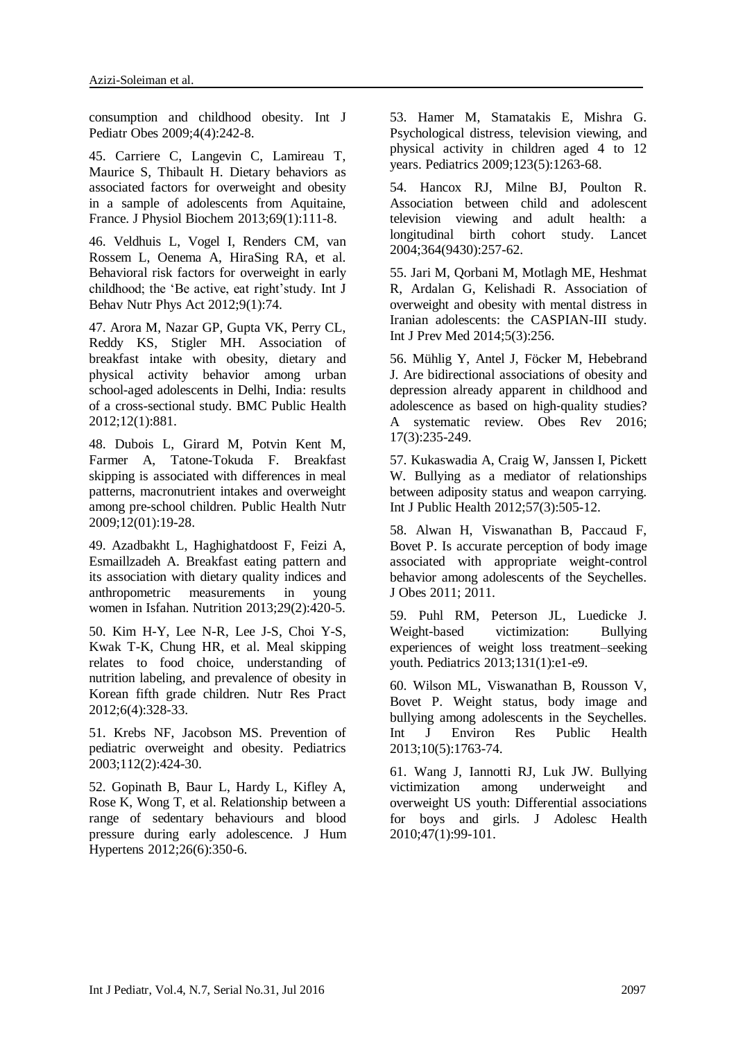consumption and childhood obesity. Int J Pediatr Obes 2009;4(4):242-8.

45. Carriere C, Langevin C, Lamireau T, Maurice S, Thibault H. Dietary behaviors as associated factors for overweight and obesity in a sample of adolescents from Aquitaine, France. J Physiol Biochem 2013;69(1):111-8.

46. Veldhuis L, Vogel I, Renders CM, van Rossem L, Oenema A, HiraSing RA, et al. Behavioral risk factors for overweight in early childhood; the 'Be active, eat right'study. Int J Behav Nutr Phys Act 2012;9(1):74.

47. Arora M, Nazar GP, Gupta VK, Perry CL, Reddy KS, Stigler MH. Association of breakfast intake with obesity, dietary and physical activity behavior among urban school-aged adolescents in Delhi, India: results of a cross-sectional study. BMC Public Health 2012;12(1):881.

48. Dubois L, Girard M, Potvin Kent M, Farmer A, Tatone-Tokuda F. Breakfast skipping is associated with differences in meal patterns, macronutrient intakes and overweight among pre-school children. Public Health Nutr 2009;12(01):19-28.

49. Azadbakht L, Haghighatdoost F, Feizi A, Esmaillzadeh A. Breakfast eating pattern and its association with dietary quality indices and anthropometric measurements in young women in Isfahan. Nutrition 2013;29(2):420-5.

50. Kim H-Y, Lee N-R, Lee J-S, Choi Y-S, Kwak T-K, Chung HR, et al. Meal skipping relates to food choice, understanding of nutrition labeling, and prevalence of obesity in Korean fifth grade children. Nutr Res Pract 2012;6(4):328-33.

51. Krebs NF, Jacobson MS. Prevention of pediatric overweight and obesity. Pediatrics 2003;112(2):424-30.

52. Gopinath B, Baur L, Hardy L, Kifley A, Rose K, Wong T, et al. Relationship between a range of sedentary behaviours and blood pressure during early adolescence. J Hum Hypertens 2012;26(6):350-6.

53. Hamer M, Stamatakis E, Mishra G. Psychological distress, television viewing, and physical activity in children aged 4 to 12 years. Pediatrics 2009;123(5):1263-68.

54. Hancox RJ, Milne BJ, Poulton R. Association between child and adolescent television viewing and adult health: a longitudinal birth cohort study. Lancet 2004;364(9430):257-62.

55. Jari M, Qorbani M, Motlagh ME, Heshmat R, Ardalan G, Kelishadi R. Association of overweight and obesity with mental distress in Iranian adolescents: the CASPIAN-III study. Int J Prev Med 2014;5(3):256.

56. Mühlig Y, Antel J, Föcker M, Hebebrand J. Are bidirectional associations of obesity and depression already apparent in childhood and adolescence as based on high-quality studies? A systematic review. Obes Rev 2016; 17(3):235-249.

57. Kukaswadia A, Craig W, Janssen I, Pickett W. Bullying as a mediator of relationships between adiposity status and weapon carrying. Int J Public Health 2012;57(3):505-12.

58. Alwan H, Viswanathan B, Paccaud F, Bovet P. Is accurate perception of body image associated with appropriate weight-control behavior among adolescents of the Seychelles. J Obes 2011; 2011.

59. Puhl RM, Peterson JL, Luedicke J. Weight-based victimization: Bullying experiences of weight loss treatment–seeking youth. Pediatrics 2013;131(1):e1-e9.

60. Wilson ML, Viswanathan B, Rousson V, Bovet P. Weight status, body image and bullying among adolescents in the Seychelles. Int J Environ Res Public Health 2013;10(5):1763-74.

61. Wang J, Iannotti RJ, Luk JW. Bullying victimization among underweight and overweight US youth: Differential associations for boys and girls. J Adolesc Health 2010;47(1):99-101.